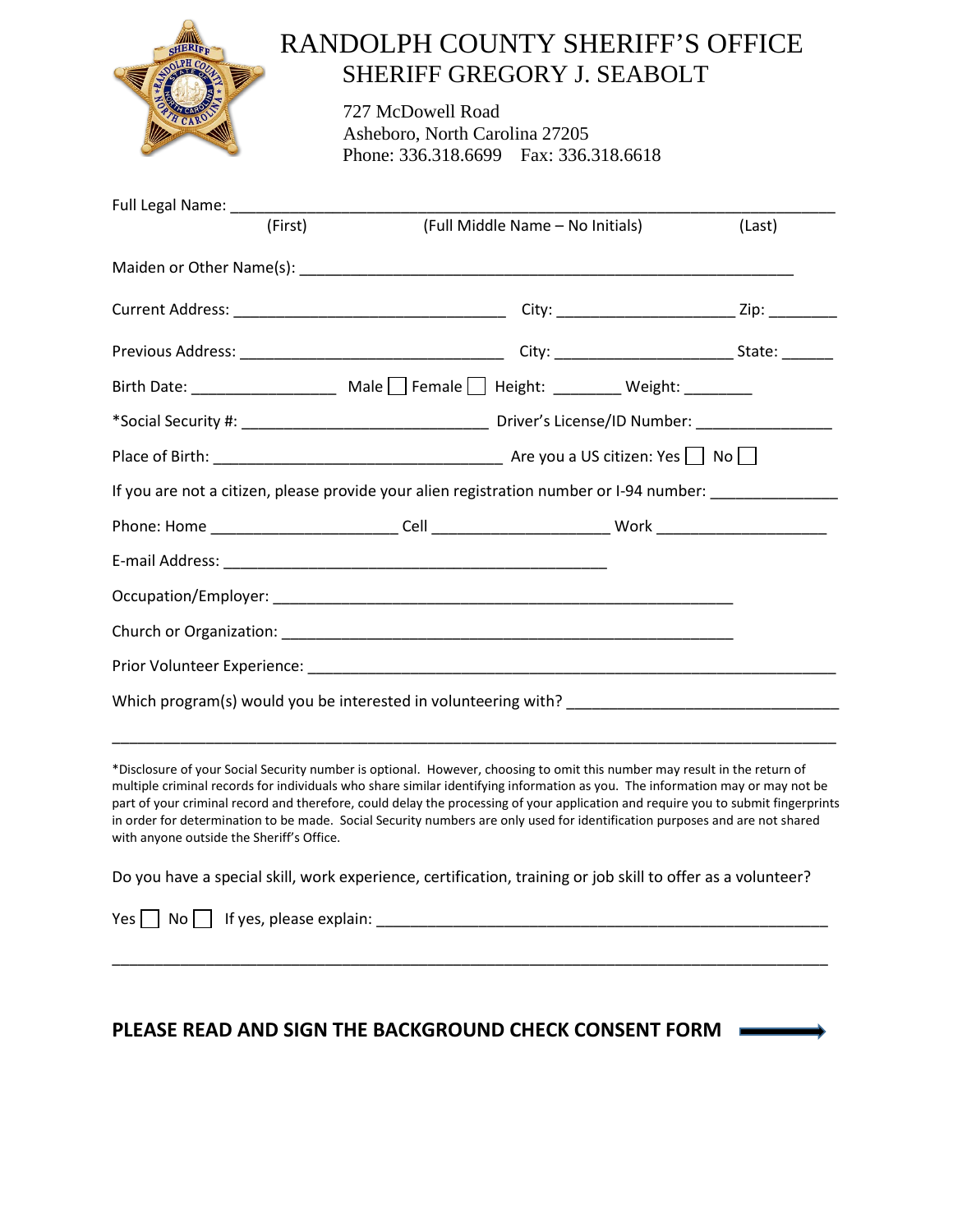# RANDOLPH COUNTY SHERIFF'S OFFICE

## SHERIFF GREGORY J. SEABOLT

727 McDowell Road
Asheboro, North Carolina 27205
Phone: 336.318.6699 Fax: 336.318.6618

Full Legal Name: ______________________________________________________________
(First) (Full Middle Name – No Initials) (Last)

Maiden or Other Name(s): ______________________________________________________

Current Address: ______________________________ City: ___________________ Zip: ________

Previous Address: ______________________________ City: ___________________ State: ______

Birth Date: ________________ Male ☐ Female ☐ Height: ________ Weight: ________

*Social Security #: ___________________________ Driver's License/ID Number: _______________

Place of Birth: ________________________________ Are you a US citizen: Yes ☐ No ☐

If you are not a citizen, please provide your alien registration number or I-94 number: ______________

Phone: Home ____________________ Cell ____________________ Work ___________________

E-mail Address: ___________________________________________

Occupation/Employer: ___________________________________________________

Church or Organization: _________________________________________________

Prior Volunteer Experience: ___________________________________________________________

Which program(s) would you be interested in volunteering with? ____________________________

_______________________________________________________________________________

*Disclosure of your Social Security number is optional. However, choosing to omit this number may result in the return of multiple criminal records for individuals who share similar identifying information as you. The information may or may not be part of your criminal record and therefore, could delay the processing of your application and require you to submit fingerprints in order for determination to be made. Social Security numbers are only used for identification purposes and are not shared with anyone outside the Sheriff's Office.

Do you have a special skill, work experience, certification, training or job skill to offer as a volunteer?

Yes ☐ No ☐ If yes, please explain: ___________________________________________________

_______________________________________________________________________________

**PLEASE READ AND SIGN THE BACKGROUND CHECK CONSENT FORM** ⟶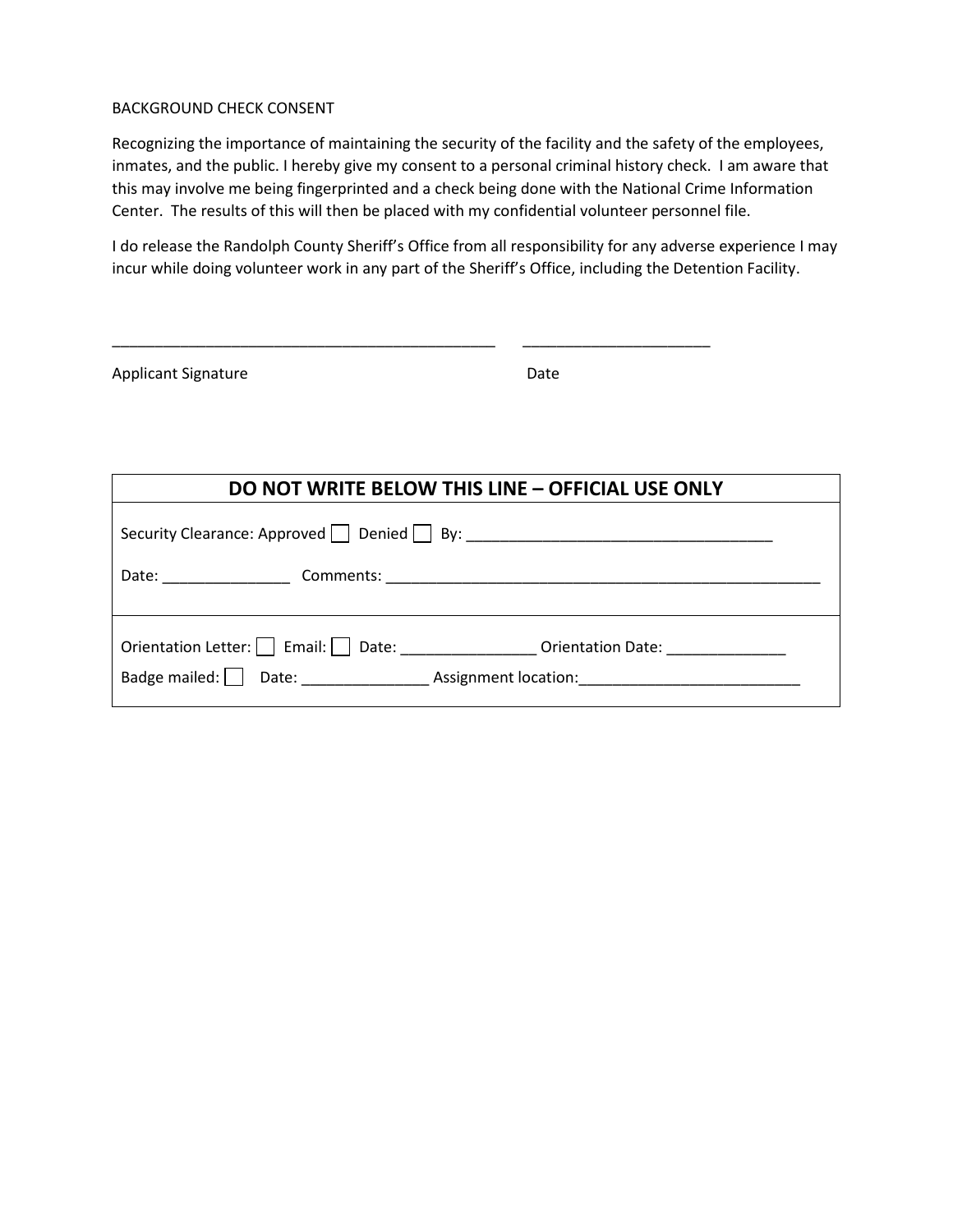BACKGROUND CHECK CONSENT

Recognizing the importance of maintaining the security of the facility and the safety of the employees, inmates, and the public. I hereby give my consent to a personal criminal history check. I am aware that this may involve me being fingerprinted and a check being done with the National Crime Information Center. The results of this will then be placed with my confidential volunteer personnel file.

I do release the Randolph County Sheriff's Office from all responsibility for any adverse experience I may incur while doing volunteer work in any part of the Sheriff's Office, including the Detention Facility.

_______________________________________________ _______________________

Applicant Signature Date

## DO NOT WRITE BELOW THIS LINE – OFFICIAL USE ONLY

Security Clearance: Approved ☐ Denied ☐ By: ____________________________________

Date: _______________ Comments: _____________________________________________________

Orientation Letter: ☐ Email: ☐ Date: ________________ Orientation Date: ______________

Badge mailed: ☐ Date: _______________ Assignment location:__________________________